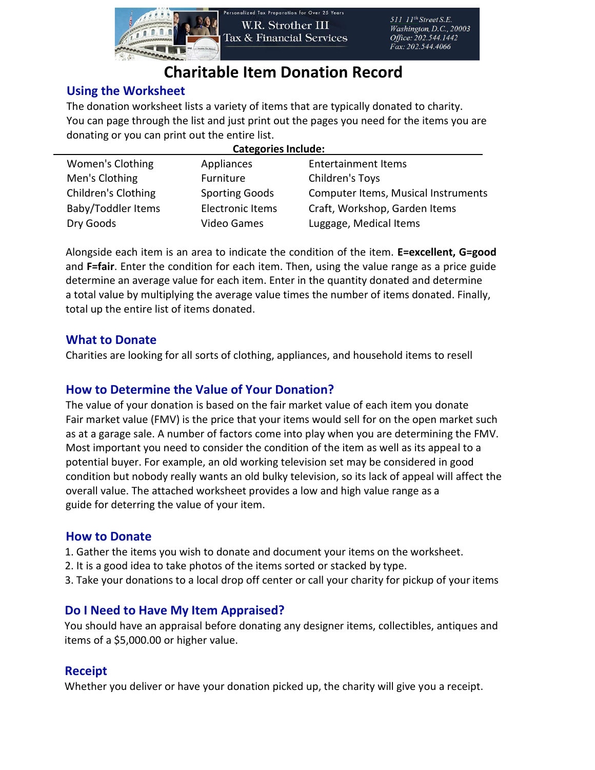Personalized Tax Preparation for Over 25 Years

W.R. Strother III
Tax & Financial Services

511 11th Street S.E.
Washington, D.C., 20003
Office: 202.544.1442
Fax: 202.544.4066

# Charitable Item Donation Record

## Using the Worksheet

The donation worksheet lists a variety of items that are typically donated to charity. You can page through the list and just print out the pages you need for the items you are donating or you can print out the entire list.

**Categories Include:**

| | | |
|---|---|---|
| Women's Clothing | Appliances | Entertainment Items |
| Men's Clothing | Furniture | Children's Toys |
| Children's Clothing | Sporting Goods | Computer Items, Musical Instruments |
| Baby/Toddler Items | Electronic Items | Craft, Workshop, Garden Items |
| Dry Goods | Video Games | Luggage, Medical Items |

Alongside each item is an area to indicate the condition of the item. **E=excellent, G=good** and **F=fair**. Enter the condition for each item. Then, using the value range as a price guide determine an average value for each item. Enter in the quantity donated and determine a total value by multiplying the average value times the number of items donated. Finally, total up the entire list of items donated.

## What to Donate

Charities are looking for all sorts of clothing, appliances, and household items to resell

## How to Determine the Value of Your Donation?

The value of your donation is based on the fair market value of each item you donate Fair market value (FMV) is the price that your items would sell for on the open market such as at a garage sale. A number of factors come into play when you are determining the FMV. Most important you need to consider the condition of the item as well as its appeal to a potential buyer. For example, an old working television set may be considered in good condition but nobody really wants an old bulky television, so its lack of appeal will affect the overall value. The attached worksheet provides a low and high value range as a guide for deterring the value of your item.

## How to Donate

1. Gather the items you wish to donate and document your items on the worksheet.
2. It is a good idea to take photos of the items sorted or stacked by type.
3. Take your donations to a local drop off center or call your charity for pickup of your items

## Do I Need to Have My Item Appraised?

You should have an appraisal before donating any designer items, collectibles, antiques and items of a $5,000.00 or higher value.

## Receipt

Whether you deliver or have your donation picked up, the charity will give you a receipt.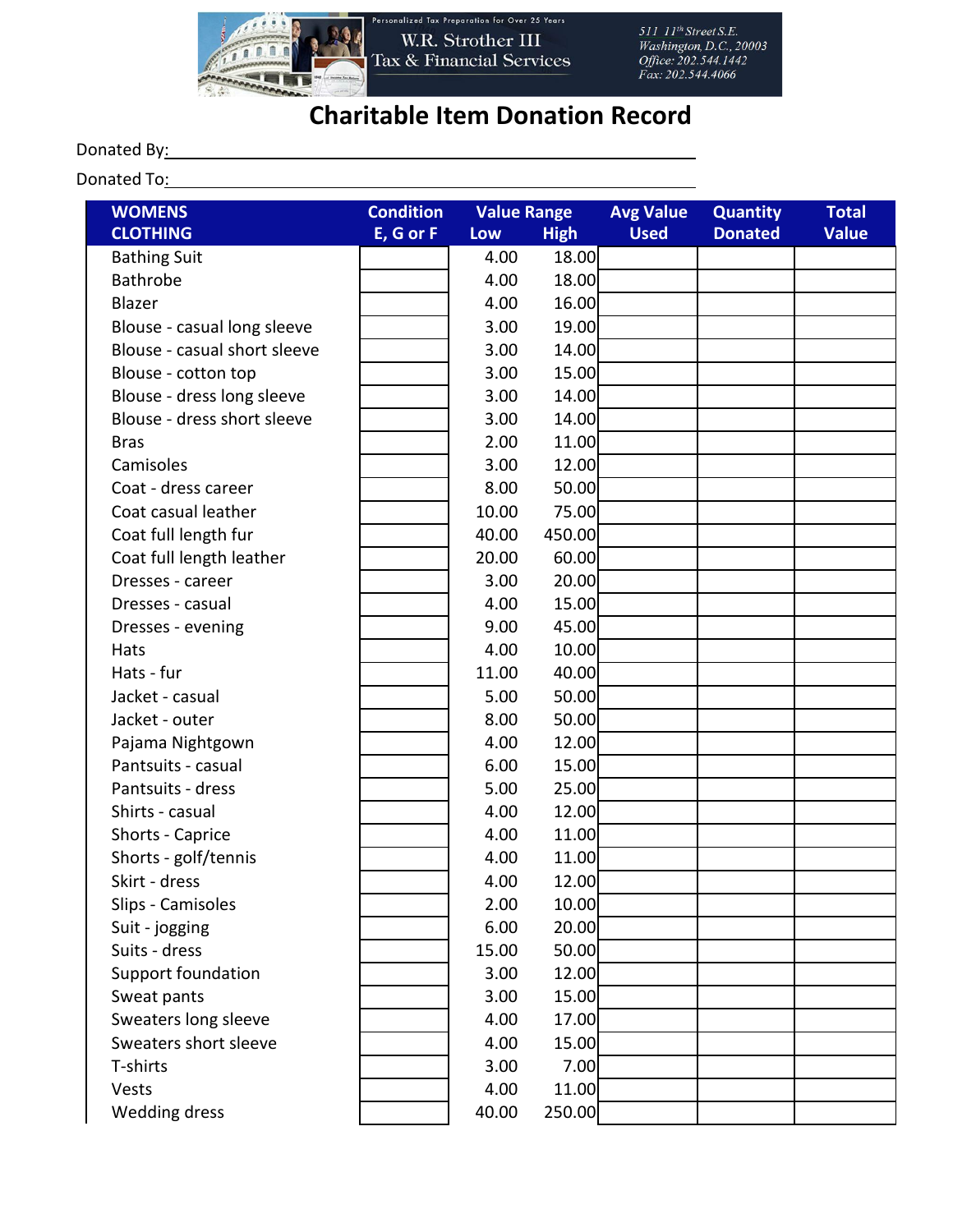Personalized Tax Preparation for Over 25 Years

W.R. Strother III
Tax & Financial Services

511 11th Street S.E.
Washington, D.C., 20003
Office: 202.544.1442
Fax: 202.544.4066

# Charitable Item Donation Record

Donated By: ______________________________

Donated To: ______________________________

| WOMENS CLOTHING | Condition E, G or F | Value Range Low | Value Range High | Avg Value Used | Quantity Donated | Total Value |
|---|---|---|---|---|---|---|
| Bathing Suit | | 4.00 | 18.00 | | | |
| Bathrobe | | 4.00 | 18.00 | | | |
| Blazer | | 4.00 | 16.00 | | | |
| Blouse - casual long sleeve | | 3.00 | 19.00 | | | |
| Blouse - casual short sleeve | | 3.00 | 14.00 | | | |
| Blouse - cotton top | | 3.00 | 15.00 | | | |
| Blouse - dress long sleeve | | 3.00 | 14.00 | | | |
| Blouse - dress short sleeve | | 3.00 | 14.00 | | | |
| Bras | | 2.00 | 11.00 | | | |
| Camisoles | | 3.00 | 12.00 | | | |
| Coat - dress career | | 8.00 | 50.00 | | | |
| Coat casual leather | | 10.00 | 75.00 | | | |
| Coat full length fur | | 40.00 | 450.00 | | | |
| Coat full length leather | | 20.00 | 60.00 | | | |
| Dresses - career | | 3.00 | 20.00 | | | |
| Dresses - casual | | 4.00 | 15.00 | | | |
| Dresses - evening | | 9.00 | 45.00 | | | |
| Hats | | 4.00 | 10.00 | | | |
| Hats - fur | | 11.00 | 40.00 | | | |
| Jacket - casual | | 5.00 | 50.00 | | | |
| Jacket - outer | | 8.00 | 50.00 | | | |
| Pajama Nightgown | | 4.00 | 12.00 | | | |
| Pantsuits - casual | | 6.00 | 15.00 | | | |
| Pantsuits - dress | | 5.00 | 25.00 | | | |
| Shirts - casual | | 4.00 | 12.00 | | | |
| Shorts - Caprice | | 4.00 | 11.00 | | | |
| Shorts - golf/tennis | | 4.00 | 11.00 | | | |
| Skirt - dress | | 4.00 | 12.00 | | | |
| Slips - Camisoles | | 2.00 | 10.00 | | | |
| Suit - jogging | | 6.00 | 20.00 | | | |
| Suits - dress | | 15.00 | 50.00 | | | |
| Support foundation | | 3.00 | 12.00 | | | |
| Sweat pants | | 3.00 | 15.00 | | | |
| Sweaters long sleeve | | 4.00 | 17.00 | | | |
| Sweaters short sleeve | | 4.00 | 15.00 | | | |
| T-shirts | | 3.00 | 7.00 | | | |
| Vests | | 4.00 | 11.00 | | | |
| Wedding dress | | 40.00 | 250.00 | | | |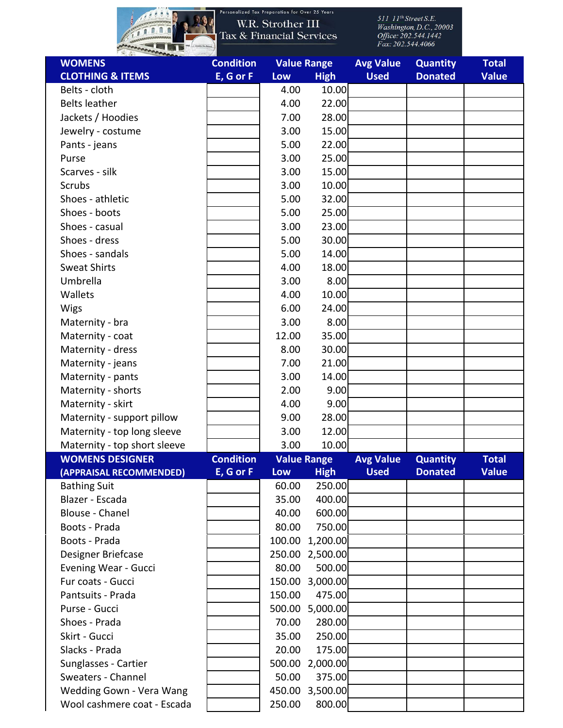Personalized Tax Preparation for Over 25 Years

W.R. Strother III
Tax & Financial Services

511 11th Street S.E.
Washington, D.C., 20003
Office: 202.544.1442
Fax: 202.544.4066

| WOMENS CLOTHING & ITEMS | Condition E, G or F | Value Range Low | High | Avg Value Used | Quantity Donated | Total Value |
|---|---|---|---|---|---|---|
| Belts - cloth | | 4.00 | 10.00 | | | |
| Belts leather | | 4.00 | 22.00 | | | |
| Jackets / Hoodies | | 7.00 | 28.00 | | | |
| Jewelry - costume | | 3.00 | 15.00 | | | |
| Pants - jeans | | 5.00 | 22.00 | | | |
| Purse | | 3.00 | 25.00 | | | |
| Scarves - silk | | 3.00 | 15.00 | | | |
| Scrubs | | 3.00 | 10.00 | | | |
| Shoes - athletic | | 5.00 | 32.00 | | | |
| Shoes - boots | | 5.00 | 25.00 | | | |
| Shoes - casual | | 3.00 | 23.00 | | | |
| Shoes - dress | | 5.00 | 30.00 | | | |
| Shoes - sandals | | 5.00 | 14.00 | | | |
| Sweat Shirts | | 4.00 | 18.00 | | | |
| Umbrella | | 3.00 | 8.00 | | | |
| Wallets | | 4.00 | 10.00 | | | |
| Wigs | | 6.00 | 24.00 | | | |
| Maternity - bra | | 3.00 | 8.00 | | | |
| Maternity - coat | | 12.00 | 35.00 | | | |
| Maternity - dress | | 8.00 | 30.00 | | | |
| Maternity - jeans | | 7.00 | 21.00 | | | |
| Maternity - pants | | 3.00 | 14.00 | | | |
| Maternity - shorts | | 2.00 | 9.00 | | | |
| Maternity - skirt | | 4.00 | 9.00 | | | |
| Maternity - support pillow | | 9.00 | 28.00 | | | |
| Maternity - top long sleeve | | 3.00 | 12.00 | | | |
| Maternity - top short sleeve | | 3.00 | 10.00 | | | |
| **WOMENS DESIGNER (APPRAISAL RECOMMENDED)** | **Condition E, G or F** | **Value Range Low** | **High** | **Avg Value Used** | **Quantity Donated** | **Total Value** |
| Bathing Suit | | 60.00 | 250.00 | | | |
| Blazer - Escada | | 35.00 | 400.00 | | | |
| Blouse - Chanel | | 40.00 | 600.00 | | | |
| Boots - Prada | | 80.00 | 750.00 | | | |
| Boots - Prada | | 100.00 | 1,200.00 | | | |
| Designer Briefcase | | 250.00 | 2,500.00 | | | |
| Evening Wear - Gucci | | 80.00 | 500.00 | | | |
| Fur coats - Gucci | | 150.00 | 3,000.00 | | | |
| Pantsuits - Prada | | 150.00 | 475.00 | | | |
| Purse - Gucci | | 500.00 | 5,000.00 | | | |
| Shoes - Prada | | 70.00 | 280.00 | | | |
| Skirt - Gucci | | 35.00 | 250.00 | | | |
| Slacks - Prada | | 20.00 | 175.00 | | | |
| Sunglasses - Cartier | | 500.00 | 2,000.00 | | | |
| Sweaters - Channel | | 50.00 | 375.00 | | | |
| Wedding Gown - Vera Wang | | 450.00 | 3,500.00 | | | |
| Wool cashmere coat - Escada | | 250.00 | 800.00 | | | |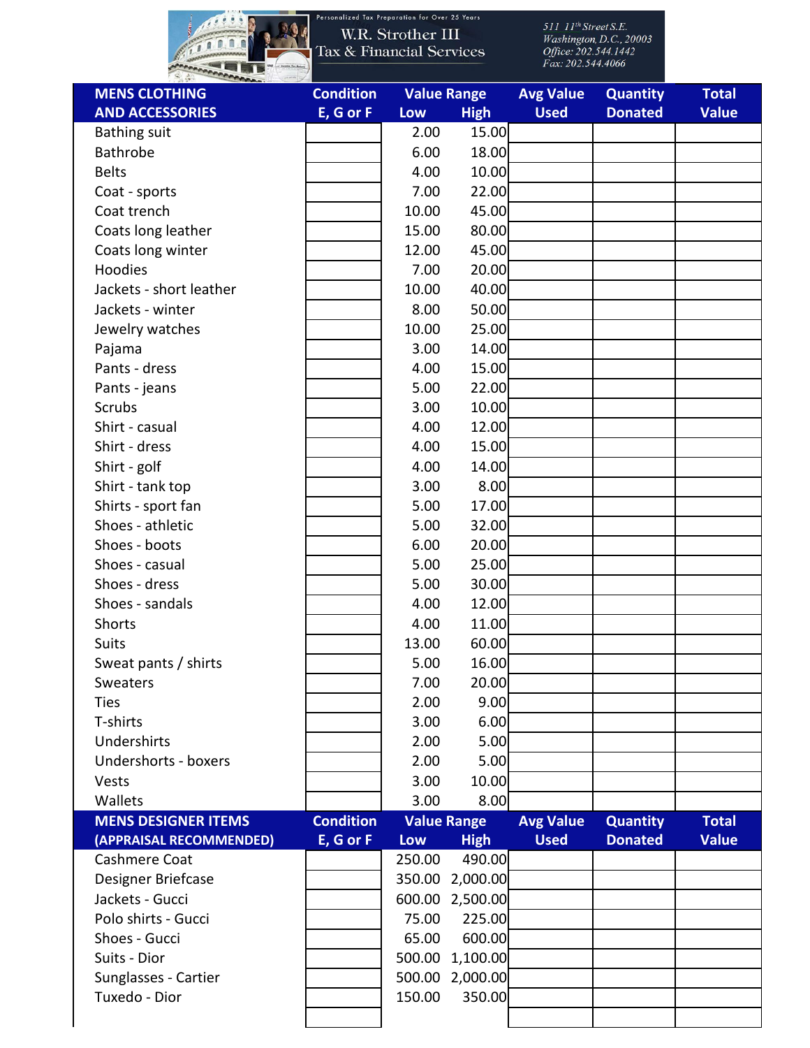Personalized Tax Preparation for Over 25 Years

W.R. Strother III
Tax & Financial Services

511 11th Street S.E.
Washington, D.C., 20003
Office: 202.544.1442
Fax: 202.544.4066

| MENS CLOTHING AND ACCESSORIES | Condition E, G or F | Value Range Low | Value Range High | Avg Value Used | Quantity Donated | Total Value |
|---|---|---|---|---|---|---|
| Bathing suit | | 2.00 | 15.00 | | | |
| Bathrobe | | 6.00 | 18.00 | | | |
| Belts | | 4.00 | 10.00 | | | |
| Coat - sports | | 7.00 | 22.00 | | | |
| Coat trench | | 10.00 | 45.00 | | | |
| Coats long leather | | 15.00 | 80.00 | | | |
| Coats long winter | | 12.00 | 45.00 | | | |
| Hoodies | | 7.00 | 20.00 | | | |
| Jackets - short leather | | 10.00 | 40.00 | | | |
| Jackets - winter | | 8.00 | 50.00 | | | |
| Jewelry watches | | 10.00 | 25.00 | | | |
| Pajama | | 3.00 | 14.00 | | | |
| Pants - dress | | 4.00 | 15.00 | | | |
| Pants - jeans | | 5.00 | 22.00 | | | |
| Scrubs | | 3.00 | 10.00 | | | |
| Shirt - casual | | 4.00 | 12.00 | | | |
| Shirt - dress | | 4.00 | 15.00 | | | |
| Shirt - golf | | 4.00 | 14.00 | | | |
| Shirt - tank top | | 3.00 | 8.00 | | | |
| Shirts - sport fan | | 5.00 | 17.00 | | | |
| Shoes - athletic | | 5.00 | 32.00 | | | |
| Shoes - boots | | 6.00 | 20.00 | | | |
| Shoes - casual | | 5.00 | 25.00 | | | |
| Shoes - dress | | 5.00 | 30.00 | | | |
| Shoes - sandals | | 4.00 | 12.00 | | | |
| Shorts | | 4.00 | 11.00 | | | |
| Suits | | 13.00 | 60.00 | | | |
| Sweat pants / shirts | | 5.00 | 16.00 | | | |
| Sweaters | | 7.00 | 20.00 | | | |
| Ties | | 2.00 | 9.00 | | | |
| T-shirts | | 3.00 | 6.00 | | | |
| Undershirts | | 2.00 | 5.00 | | | |
| Undershorts - boxers | | 2.00 | 5.00 | | | |
| Vests | | 3.00 | 10.00 | | | |
| Wallets | | 3.00 | 8.00 | | | |

| MENS DESIGNER ITEMS (APPRAISAL RECOMMENDED) | Condition E, G or F | Value Range Low | Value Range High | Avg Value Used | Quantity Donated | Total Value |
|---|---|---|---|---|---|---|
| Cashmere Coat | | 250.00 | 490.00 | | | |
| Designer Briefcase | | 350.00 | 2,000.00 | | | |
| Jackets - Gucci | | 600.00 | 2,500.00 | | | |
| Polo shirts - Gucci | | 75.00 | 225.00 | | | |
| Shoes - Gucci | | 65.00 | 600.00 | | | |
| Suits - Dior | | 500.00 | 1,100.00 | | | |
| Sunglasses - Cartier | | 500.00 | 2,000.00 | | | |
| Tuxedo - Dior | | 150.00 | 350.00 | | | |
| | | | | | | |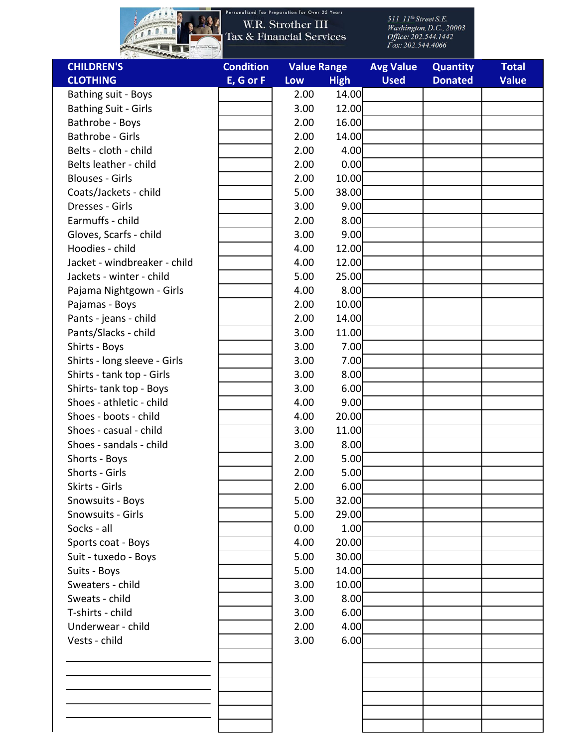Personalized Tax Preparation for Over 25 Years

**W.R. Strother III**
**Tax & Financial Services**

*511 11th Street S.E.*
*Washington, D.C., 20003*
*Office: 202.544.1442*
*Fax: 202.544.4066*

| CHILDREN'S CLOTHING | Condition E, G or F | Value Range Low | Value Range High | Avg Value Used | Quantity Donated | Total Value |
|---|---|---|---|---|---|---|
| Bathing suit - Boys | | 2.00 | 14.00 | | | |
| Bathing Suit - Girls | | 3.00 | 12.00 | | | |
| Bathrobe - Boys | | 2.00 | 16.00 | | | |
| Bathrobe - Girls | | 2.00 | 14.00 | | | |
| Belts - cloth - child | | 2.00 | 4.00 | | | |
| Belts leather - child | | 2.00 | 0.00 | | | |
| Blouses - Girls | | 2.00 | 10.00 | | | |
| Coats/Jackets - child | | 5.00 | 38.00 | | | |
| Dresses - Girls | | 3.00 | 9.00 | | | |
| Earmuffs - child | | 2.00 | 8.00 | | | |
| Gloves, Scarfs - child | | 3.00 | 9.00 | | | |
| Hoodies - child | | 4.00 | 12.00 | | | |
| Jacket - windbreaker - child | | 4.00 | 12.00 | | | |
| Jackets - winter - child | | 5.00 | 25.00 | | | |
| Pajama Nightgown - Girls | | 4.00 | 8.00 | | | |
| Pajamas - Boys | | 2.00 | 10.00 | | | |
| Pants - jeans - child | | 2.00 | 14.00 | | | |
| Pants/Slacks - child | | 3.00 | 11.00 | | | |
| Shirts - Boys | | 3.00 | 7.00 | | | |
| Shirts - long sleeve - Girls | | 3.00 | 7.00 | | | |
| Shirts - tank top - Girls | | 3.00 | 8.00 | | | |
| Shirts- tank top - Boys | | 3.00 | 6.00 | | | |
| Shoes - athletic - child | | 4.00 | 9.00 | | | |
| Shoes - boots - child | | 4.00 | 20.00 | | | |
| Shoes - casual - child | | 3.00 | 11.00 | | | |
| Shoes - sandals - child | | 3.00 | 8.00 | | | |
| Shorts - Boys | | 2.00 | 5.00 | | | |
| Shorts - Girls | | 2.00 | 5.00 | | | |
| Skirts - Girls | | 2.00 | 6.00 | | | |
| Snowsuits - Boys | | 5.00 | 32.00 | | | |
| Snowsuits - Girls | | 5.00 | 29.00 | | | |
| Socks - all | | 0.00 | 1.00 | | | |
| Sports coat - Boys | | 4.00 | 20.00 | | | |
| Suit - tuxedo - Boys | | 5.00 | 30.00 | | | |
| Suits - Boys | | 5.00 | 14.00 | | | |
| Sweaters - child | | 3.00 | 10.00 | | | |
| Sweats - child | | 3.00 | 8.00 | | | |
| T-shirts - child | | 3.00 | 6.00 | | | |
| Underwear - child | | 2.00 | 4.00 | | | |
| Vests - child | | 3.00 | 6.00 | | | |
| | | | | | | |
| | | | | | | |
| | | | | | | |
| | | | | | | |
| | | | | | | |
| | | | | | | |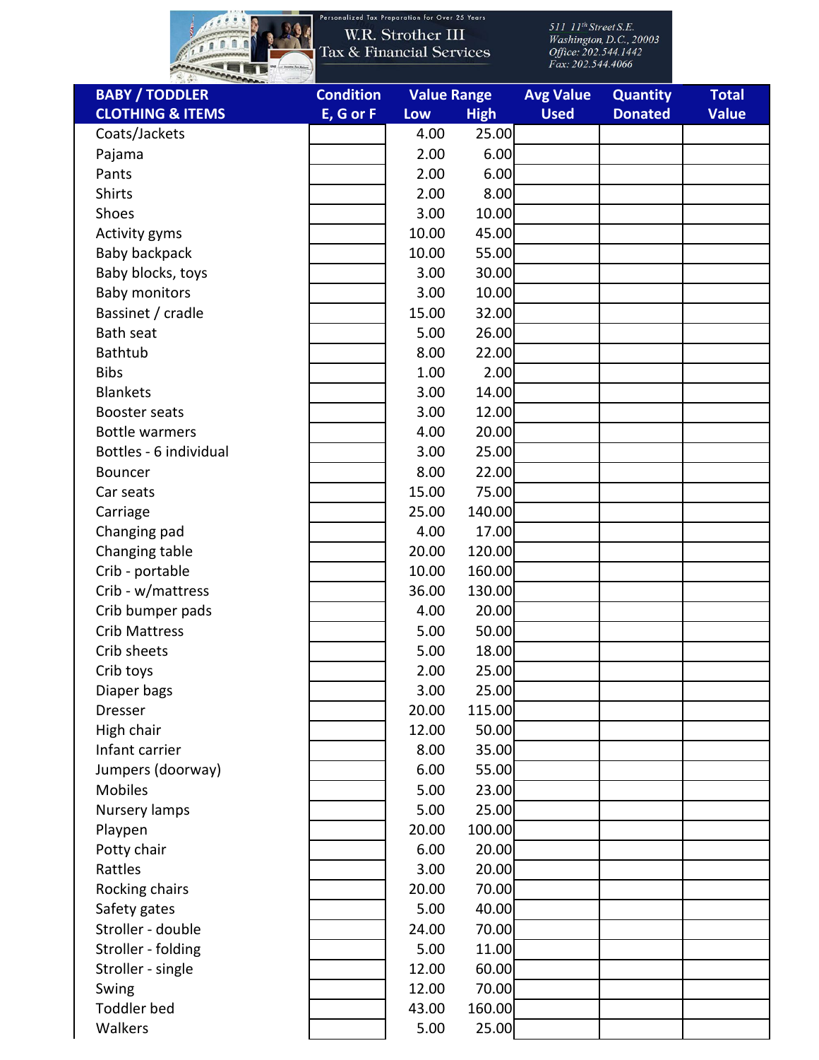Personalized Tax Preparation for Over 25 Years

W.R. Strother III
Tax & Financial Services

511 11th Street S.E.
Washington, D.C., 20003
Office: 202.544.1442
Fax: 202.544.4066

| BABY / TODDLER CLOTHING & ITEMS | Condition E, G or F | Value Range Low | High | Avg Value Used | Quantity Donated | Total Value |
|---|---|---|---|---|---|---|
| Coats/Jackets | | 4.00 | 25.00 | | | |
| Pajama | | 2.00 | 6.00 | | | |
| Pants | | 2.00 | 6.00 | | | |
| Shirts | | 2.00 | 8.00 | | | |
| Shoes | | 3.00 | 10.00 | | | |
| Activity gyms | | 10.00 | 45.00 | | | |
| Baby backpack | | 10.00 | 55.00 | | | |
| Baby blocks, toys | | 3.00 | 30.00 | | | |
| Baby monitors | | 3.00 | 10.00 | | | |
| Bassinet / cradle | | 15.00 | 32.00 | | | |
| Bath seat | | 5.00 | 26.00 | | | |
| Bathtub | | 8.00 | 22.00 | | | |
| Bibs | | 1.00 | 2.00 | | | |
| Blankets | | 3.00 | 14.00 | | | |
| Booster seats | | 3.00 | 12.00 | | | |
| Bottle warmers | | 4.00 | 20.00 | | | |
| Bottles - 6 individual | | 3.00 | 25.00 | | | |
| Bouncer | | 8.00 | 22.00 | | | |
| Car seats | | 15.00 | 75.00 | | | |
| Carriage | | 25.00 | 140.00 | | | |
| Changing pad | | 4.00 | 17.00 | | | |
| Changing table | | 20.00 | 120.00 | | | |
| Crib - portable | | 10.00 | 160.00 | | | |
| Crib - w/mattress | | 36.00 | 130.00 | | | |
| Crib bumper pads | | 4.00 | 20.00 | | | |
| Crib Mattress | | 5.00 | 50.00 | | | |
| Crib sheets | | 5.00 | 18.00 | | | |
| Crib toys | | 2.00 | 25.00 | | | |
| Diaper bags | | 3.00 | 25.00 | | | |
| Dresser | | 20.00 | 115.00 | | | |
| High chair | | 12.00 | 50.00 | | | |
| Infant carrier | | 8.00 | 35.00 | | | |
| Jumpers (doorway) | | 6.00 | 55.00 | | | |
| Mobiles | | 5.00 | 23.00 | | | |
| Nursery lamps | | 5.00 | 25.00 | | | |
| Playpen | | 20.00 | 100.00 | | | |
| Potty chair | | 6.00 | 20.00 | | | |
| Rattles | | 3.00 | 20.00 | | | |
| Rocking chairs | | 20.00 | 70.00 | | | |
| Safety gates | | 5.00 | 40.00 | | | |
| Stroller - double | | 24.00 | 70.00 | | | |
| Stroller - folding | | 5.00 | 11.00 | | | |
| Stroller - single | | 12.00 | 60.00 | | | |
| Swing | | 12.00 | 70.00 | | | |
| Toddler bed | | 43.00 | 160.00 | | | |
| Walkers | | 5.00 | 25.00 | | | |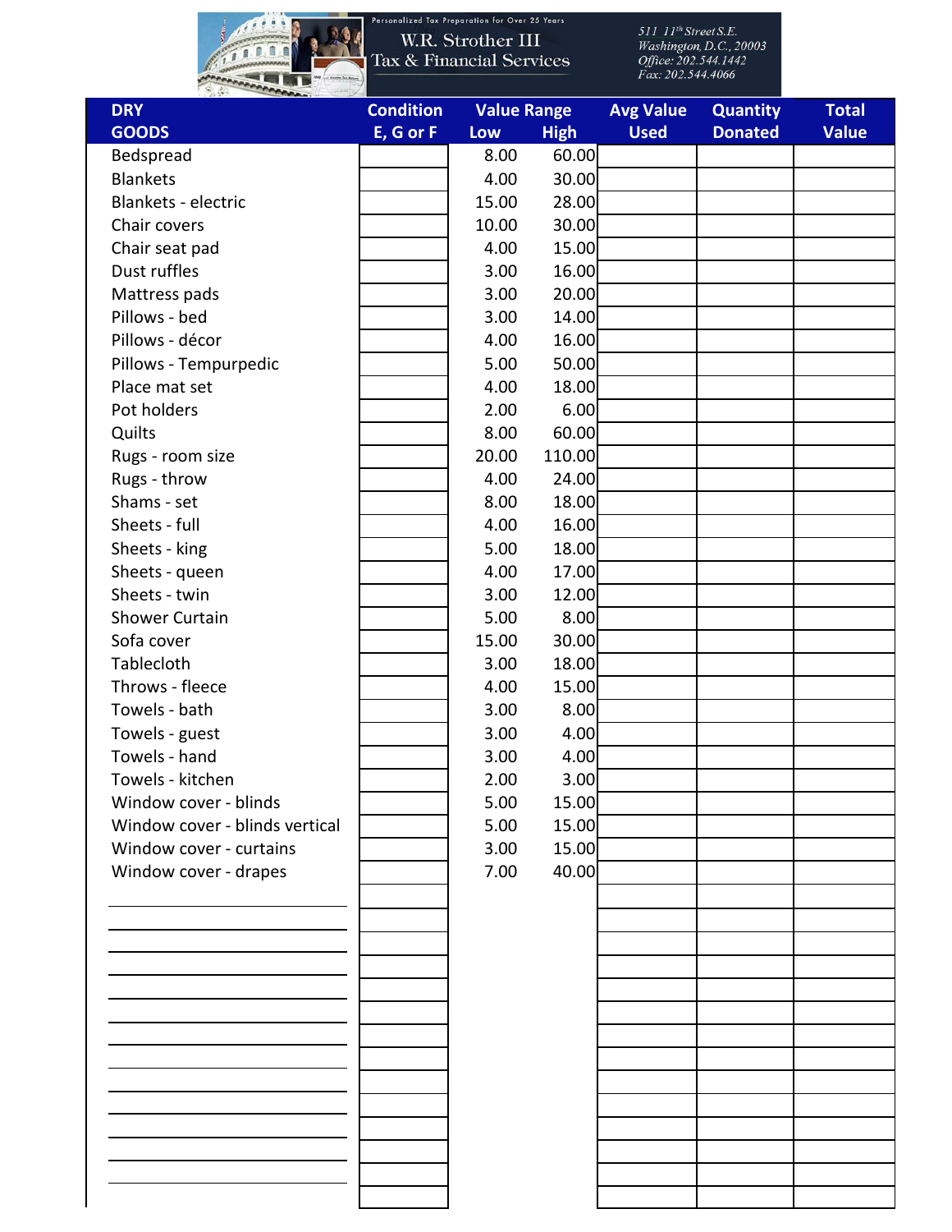Personalized Tax Preparation for Over 25 Years

W.R. Strother III
Tax & Financial Services

511 11th Street S.E.
Washington, D.C., 20003
Office: 202.544.1442
Fax: 202.544.4066

| DRY GOODS | Condition E, G or F | Value Range Low | Value Range High | Avg Value Used | Quantity Donated | Total Value |
|---|---|---|---|---|---|---|
| Bedspread | | 8.00 | 60.00 | | | |
| Blankets | | 4.00 | 30.00 | | | |
| Blankets - electric | | 15.00 | 28.00 | | | |
| Chair covers | | 10.00 | 30.00 | | | |
| Chair seat pad | | 4.00 | 15.00 | | | |
| Dust ruffles | | 3.00 | 16.00 | | | |
| Mattress pads | | 3.00 | 20.00 | | | |
| Pillows - bed | | 3.00 | 14.00 | | | |
| Pillows - décor | | 4.00 | 16.00 | | | |
| Pillows - Tempurpedic | | 5.00 | 50.00 | | | |
| Place mat set | | 4.00 | 18.00 | | | |
| Pot holders | | 2.00 | 6.00 | | | |
| Quilts | | 8.00 | 60.00 | | | |
| Rugs - room size | | 20.00 | 110.00 | | | |
| Rugs - throw | | 4.00 | 24.00 | | | |
| Shams - set | | 8.00 | 18.00 | | | |
| Sheets - full | | 4.00 | 16.00 | | | |
| Sheets - king | | 5.00 | 18.00 | | | |
| Sheets - queen | | 4.00 | 17.00 | | | |
| Sheets - twin | | 3.00 | 12.00 | | | |
| Shower Curtain | | 5.00 | 8.00 | | | |
| Sofa cover | | 15.00 | 30.00 | | | |
| Tablecloth | | 3.00 | 18.00 | | | |
| Throws - fleece | | 4.00 | 15.00 | | | |
| Towels - bath | | 3.00 | 8.00 | | | |
| Towels - guest | | 3.00 | 4.00 | | | |
| Towels - hand | | 3.00 | 4.00 | | | |
| Towels - kitchen | | 2.00 | 3.00 | | | |
| Window cover - blinds | | 5.00 | 15.00 | | | |
| Window cover - blinds vertical | | 5.00 | 15.00 | | | |
| Window cover - curtains | | 3.00 | 15.00 | | | |
| Window cover - drapes | | 7.00 | 40.00 | | | |
| | | | | | | |
| | | | | | | |
| | | | | | | |
| | | | | | | |
| | | | | | | |
| | | | | | | |
| | | | | | | |
| | | | | | | |
| | | | | | | |
| | | | | | | |
| | | | | | | |
| | | | | | | |
| | | | | | | |
| | | | | | | |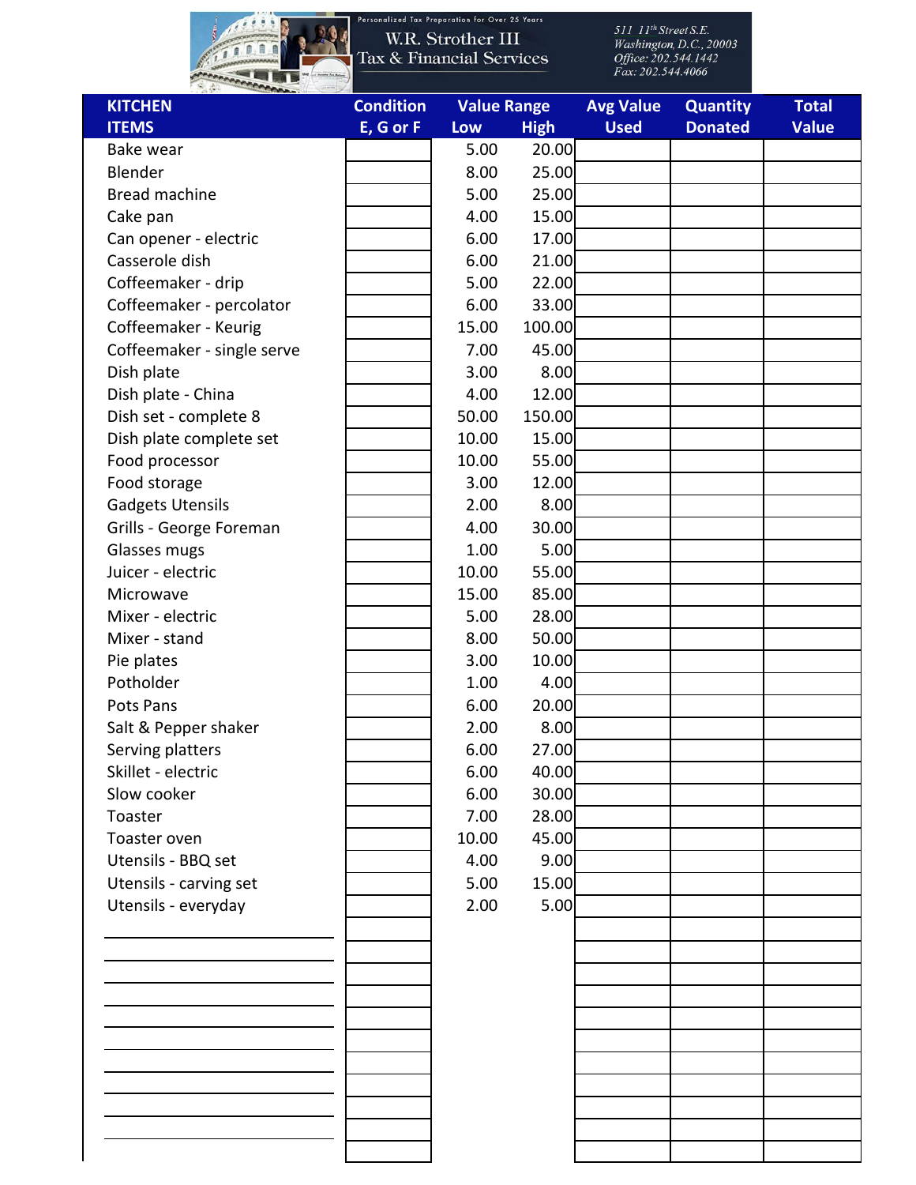Personalized Tax Preparation for Over 25 Years

W.R. Strother III
Tax & Financial Services

511 11th Street S.E.
Washington, D.C., 20003
Office: 202.544.1442
Fax: 202.544.4066

| KITCHEN ITEMS | Condition E, G or F | Value Range Low | Value Range High | Avg Value Used | Quantity Donated | Total Value |
|---|---|---|---|---|---|---|
| Bake wear | | 5.00 | 20.00 | | | |
| Blender | | 8.00 | 25.00 | | | |
| Bread machine | | 5.00 | 25.00 | | | |
| Cake pan | | 4.00 | 15.00 | | | |
| Can opener - electric | | 6.00 | 17.00 | | | |
| Casserole dish | | 6.00 | 21.00 | | | |
| Coffeemaker - drip | | 5.00 | 22.00 | | | |
| Coffeemaker - percolator | | 6.00 | 33.00 | | | |
| Coffeemaker - Keurig | | 15.00 | 100.00 | | | |
| Coffeemaker - single serve | | 7.00 | 45.00 | | | |
| Dish plate | | 3.00 | 8.00 | | | |
| Dish plate - China | | 4.00 | 12.00 | | | |
| Dish set - complete 8 | | 50.00 | 150.00 | | | |
| Dish plate complete set | | 10.00 | 15.00 | | | |
| Food processor | | 10.00 | 55.00 | | | |
| Food storage | | 3.00 | 12.00 | | | |
| Gadgets Utensils | | 2.00 | 8.00 | | | |
| Grills - George Foreman | | 4.00 | 30.00 | | | |
| Glasses mugs | | 1.00 | 5.00 | | | |
| Juicer - electric | | 10.00 | 55.00 | | | |
| Microwave | | 15.00 | 85.00 | | | |
| Mixer - electric | | 5.00 | 28.00 | | | |
| Mixer - stand | | 8.00 | 50.00 | | | |
| Pie plates | | 3.00 | 10.00 | | | |
| Potholder | | 1.00 | 4.00 | | | |
| Pots Pans | | 6.00 | 20.00 | | | |
| Salt & Pepper shaker | | 2.00 | 8.00 | | | |
| Serving platters | | 6.00 | 27.00 | | | |
| Skillet - electric | | 6.00 | 40.00 | | | |
| Slow cooker | | 6.00 | 30.00 | | | |
| Toaster | | 7.00 | 28.00 | | | |
| Toaster oven | | 10.00 | 45.00 | | | |
| Utensils - BBQ set | | 4.00 | 9.00 | | | |
| Utensils - carving set | | 5.00 | 15.00 | | | |
| Utensils - everyday | | 2.00 | 5.00 | | | |
| | | | | | | |
| | | | | | | |
| | | | | | | |
| | | | | | | |
| | | | | | | |
| | | | | | | |
| | | | | | | |
| | | | | | | |
| | | | | | | |
| | | | | | | |
| | | | | | | |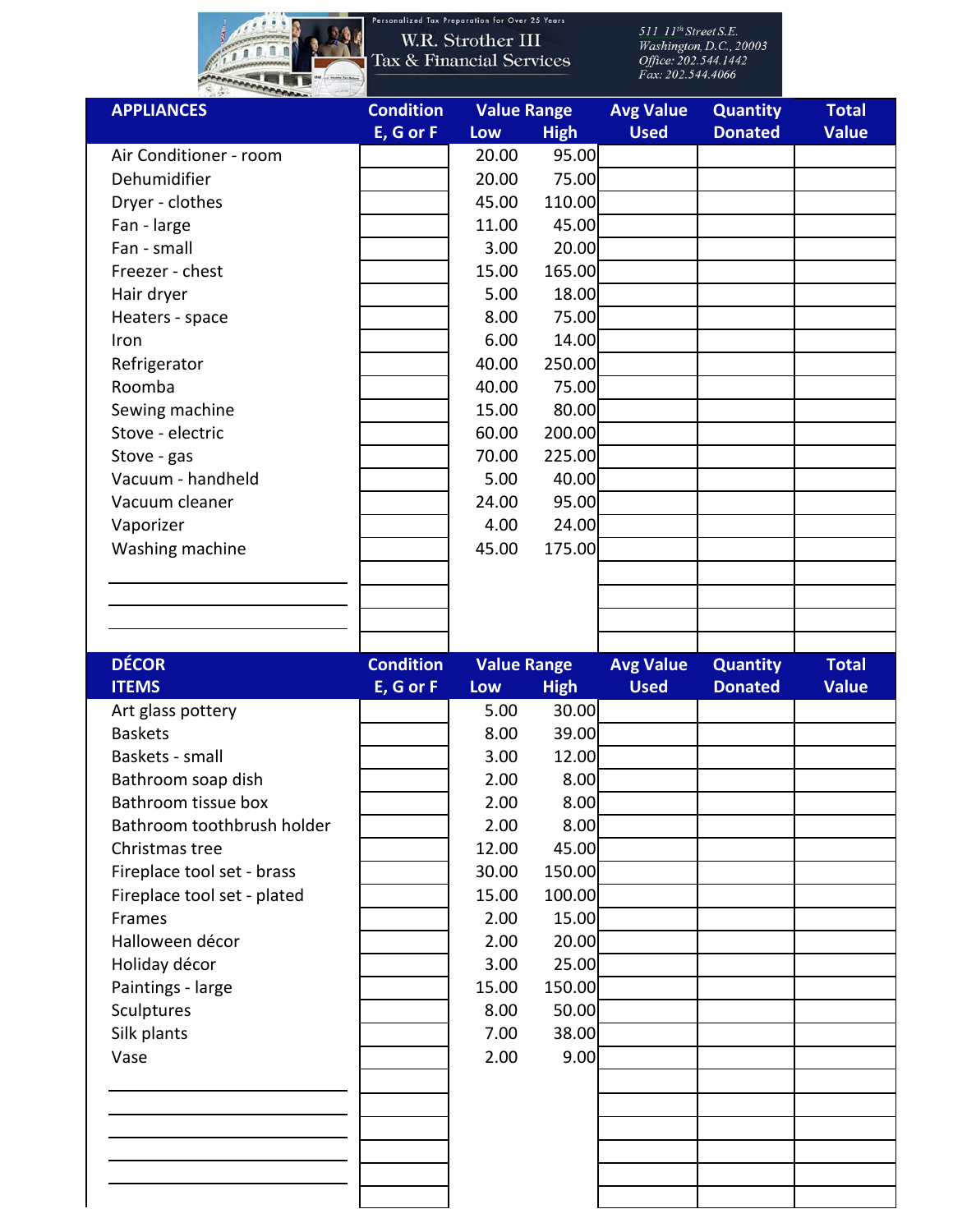Personalized Tax Preparation for Over 25 Years

W.R. Strother III
Tax & Financial Services

511 11th Street S.E.
Washington, D.C., 20003
Office: 202.544.1442
Fax: 202.544.4066

| APPLIANCES | Condition E, G or F | Value Range Low | Value Range High | Avg Value Used | Quantity Donated | Total Value |
|---|---|---|---|---|---|---|
| Air Conditioner - room | | 20.00 | 95.00 | | | |
| Dehumidifier | | 20.00 | 75.00 | | | |
| Dryer - clothes | | 45.00 | 110.00 | | | |
| Fan - large | | 11.00 | 45.00 | | | |
| Fan - small | | 3.00 | 20.00 | | | |
| Freezer - chest | | 15.00 | 165.00 | | | |
| Hair dryer | | 5.00 | 18.00 | | | |
| Heaters - space | | 8.00 | 75.00 | | | |
| Iron | | 6.00 | 14.00 | | | |
| Refrigerator | | 40.00 | 250.00 | | | |
| Roomba | | 40.00 | 75.00 | | | |
| Sewing machine | | 15.00 | 80.00 | | | |
| Stove - electric | | 60.00 | 200.00 | | | |
| Stove - gas | | 70.00 | 225.00 | | | |
| Vacuum - handheld | | 5.00 | 40.00 | | | |
| Vacuum cleaner | | 24.00 | 95.00 | | | |
| Vaporizer | | 4.00 | 24.00 | | | |
| Washing machine | | 45.00 | 175.00 | | | |
| | | | | | | |
| | | | | | | |
| | | | | | | |
| | | | | | | |

| DÉCOR ITEMS | Condition E, G or F | Value Range Low | Value Range High | Avg Value Used | Quantity Donated | Total Value |
|---|---|---|---|---|---|---|
| Art glass pottery | | 5.00 | 30.00 | | | |
| Baskets | | 8.00 | 39.00 | | | |
| Baskets - small | | 3.00 | 12.00 | | | |
| Bathroom soap dish | | 2.00 | 8.00 | | | |
| Bathroom tissue box | | 2.00 | 8.00 | | | |
| Bathroom toothbrush holder | | 2.00 | 8.00 | | | |
| Christmas tree | | 12.00 | 45.00 | | | |
| Fireplace tool set - brass | | 30.00 | 150.00 | | | |
| Fireplace tool set - plated | | 15.00 | 100.00 | | | |
| Frames | | 2.00 | 15.00 | | | |
| Halloween décor | | 2.00 | 20.00 | | | |
| Holiday décor | | 3.00 | 25.00 | | | |
| Paintings - large | | 15.00 | 150.00 | | | |
| Sculptures | | 8.00 | 50.00 | | | |
| Silk plants | | 7.00 | 38.00 | | | |
| Vase | | 2.00 | 9.00 | | | |
| | | | | | | |
| | | | | | | |
| | | | | | | |
| | | | | | | |
| | | | | | | |
| | | | | | | |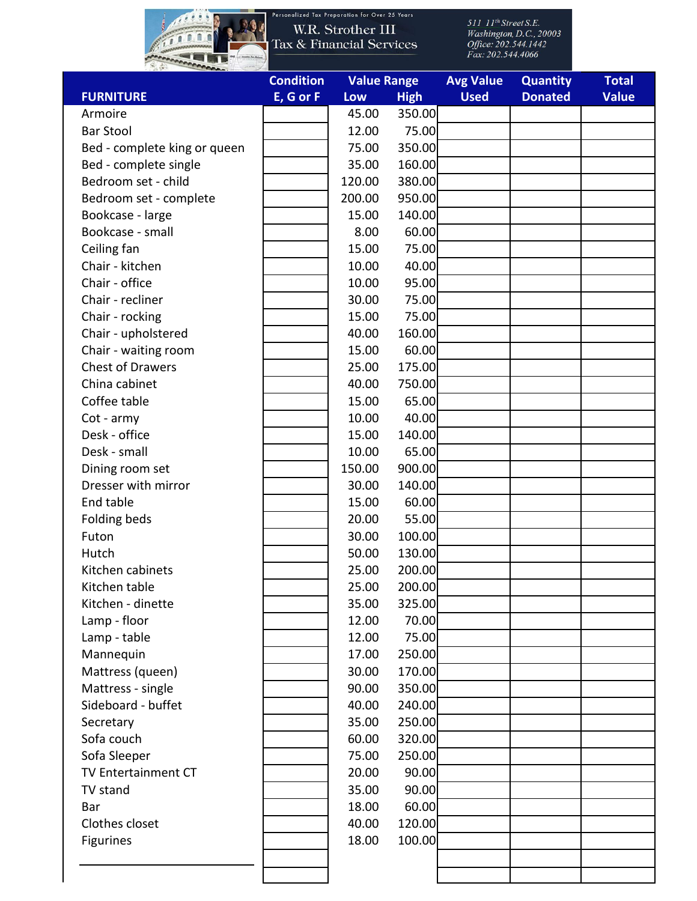Personalized Tax Preparation for Over 25 Years

W.R. Strother III
Tax & Financial Services

*511 11th Street S.E.*
*Washington, D.C., 20003*
*Office: 202.544.1442*
*Fax: 202.544.4066*

| FURNITURE | Condition E, G or F | Value Range Low | High | Avg Value Used | Quantity Donated | Total Value |
|---|---|---|---|---|---|---|
| Armoire | | 45.00 | 350.00 | | | |
| Bar Stool | | 12.00 | 75.00 | | | |
| Bed - complete king or queen | | 75.00 | 350.00 | | | |
| Bed - complete single | | 35.00 | 160.00 | | | |
| Bedroom set - child | | 120.00 | 380.00 | | | |
| Bedroom set - complete | | 200.00 | 950.00 | | | |
| Bookcase - large | | 15.00 | 140.00 | | | |
| Bookcase - small | | 8.00 | 60.00 | | | |
| Ceiling fan | | 15.00 | 75.00 | | | |
| Chair - kitchen | | 10.00 | 40.00 | | | |
| Chair - office | | 10.00 | 95.00 | | | |
| Chair - recliner | | 30.00 | 75.00 | | | |
| Chair - rocking | | 15.00 | 75.00 | | | |
| Chair - upholstered | | 40.00 | 160.00 | | | |
| Chair - waiting room | | 15.00 | 60.00 | | | |
| Chest of Drawers | | 25.00 | 175.00 | | | |
| China cabinet | | 40.00 | 750.00 | | | |
| Coffee table | | 15.00 | 65.00 | | | |
| Cot - army | | 10.00 | 40.00 | | | |
| Desk - office | | 15.00 | 140.00 | | | |
| Desk - small | | 10.00 | 65.00 | | | |
| Dining room set | | 150.00 | 900.00 | | | |
| Dresser with mirror | | 30.00 | 140.00 | | | |
| End table | | 15.00 | 60.00 | | | |
| Folding beds | | 20.00 | 55.00 | | | |
| Futon | | 30.00 | 100.00 | | | |
| Hutch | | 50.00 | 130.00 | | | |
| Kitchen cabinets | | 25.00 | 200.00 | | | |
| Kitchen table | | 25.00 | 200.00 | | | |
| Kitchen - dinette | | 35.00 | 325.00 | | | |
| Lamp - floor | | 12.00 | 70.00 | | | |
| Lamp - table | | 12.00 | 75.00 | | | |
| Mannequin | | 17.00 | 250.00 | | | |
| Mattress (queen) | | 30.00 | 170.00 | | | |
| Mattress - single | | 90.00 | 350.00 | | | |
| Sideboard - buffet | | 40.00 | 240.00 | | | |
| Secretary | | 35.00 | 250.00 | | | |
| Sofa couch | | 60.00 | 320.00 | | | |
| Sofa Sleeper | | 75.00 | 250.00 | | | |
| TV Entertainment CT | | 20.00 | 90.00 | | | |
| TV stand | | 35.00 | 90.00 | | | |
| Bar | | 18.00 | 60.00 | | | |
| Clothes closet | | 40.00 | 120.00 | | | |
| Figurines | | 18.00 | 100.00 | | | |
| | | | | | | |
| | | | | | | |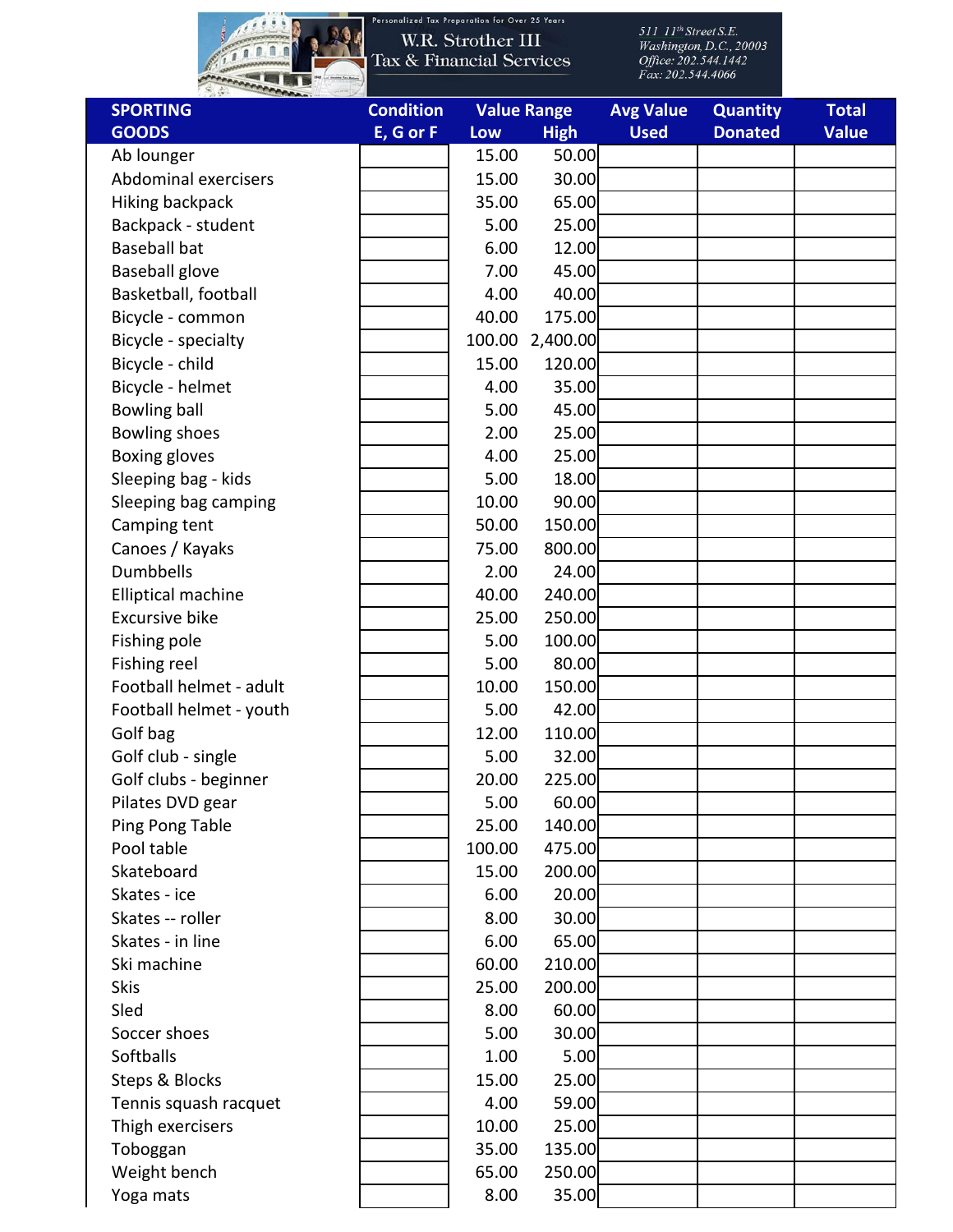Personalized Tax Preparation for Over 25 Years

W.R. Strother III
Tax & Financial Services

511 11th Street S.E.
Washington, D.C., 20003
Office: 202.544.1442
Fax: 202.544.4066

| SPORTING GOODS | Condition E, G or F | Value Range Low | High | Avg Value Used | Quantity Donated | Total Value |
|---|---|---|---|---|---|---|
| Ab lounger | | 15.00 | 50.00 | | | |
| Abdominal exercisers | | 15.00 | 30.00 | | | |
| Hiking backpack | | 35.00 | 65.00 | | | |
| Backpack - student | | 5.00 | 25.00 | | | |
| Baseball bat | | 6.00 | 12.00 | | | |
| Baseball glove | | 7.00 | 45.00 | | | |
| Basketball, football | | 4.00 | 40.00 | | | |
| Bicycle - common | | 40.00 | 175.00 | | | |
| Bicycle - specialty | | 100.00 | 2,400.00 | | | |
| Bicycle - child | | 15.00 | 120.00 | | | |
| Bicycle - helmet | | 4.00 | 35.00 | | | |
| Bowling ball | | 5.00 | 45.00 | | | |
| Bowling shoes | | 2.00 | 25.00 | | | |
| Boxing gloves | | 4.00 | 25.00 | | | |
| Sleeping bag - kids | | 5.00 | 18.00 | | | |
| Sleeping bag camping | | 10.00 | 90.00 | | | |
| Camping tent | | 50.00 | 150.00 | | | |
| Canoes / Kayaks | | 75.00 | 800.00 | | | |
| Dumbbells | | 2.00 | 24.00 | | | |
| Elliptical machine | | 40.00 | 240.00 | | | |
| Excursive bike | | 25.00 | 250.00 | | | |
| Fishing pole | | 5.00 | 100.00 | | | |
| Fishing reel | | 5.00 | 80.00 | | | |
| Football helmet - adult | | 10.00 | 150.00 | | | |
| Football helmet - youth | | 5.00 | 42.00 | | | |
| Golf bag | | 12.00 | 110.00 | | | |
| Golf club - single | | 5.00 | 32.00 | | | |
| Golf clubs - beginner | | 20.00 | 225.00 | | | |
| Pilates DVD gear | | 5.00 | 60.00 | | | |
| Ping Pong Table | | 25.00 | 140.00 | | | |
| Pool table | | 100.00 | 475.00 | | | |
| Skateboard | | 15.00 | 200.00 | | | |
| Skates - ice | | 6.00 | 20.00 | | | |
| Skates -- roller | | 8.00 | 30.00 | | | |
| Skates - in line | | 6.00 | 65.00 | | | |
| Ski machine | | 60.00 | 210.00 | | | |
| Skis | | 25.00 | 200.00 | | | |
| Sled | | 8.00 | 60.00 | | | |
| Soccer shoes | | 5.00 | 30.00 | | | |
| Softballs | | 1.00 | 5.00 | | | |
| Steps & Blocks | | 15.00 | 25.00 | | | |
| Tennis squash racquet | | 4.00 | 59.00 | | | |
| Thigh exercisers | | 10.00 | 25.00 | | | |
| Toboggan | | 35.00 | 135.00 | | | |
| Weight bench | | 65.00 | 250.00 | | | |
| Yoga mats | | 8.00 | 35.00 | | | |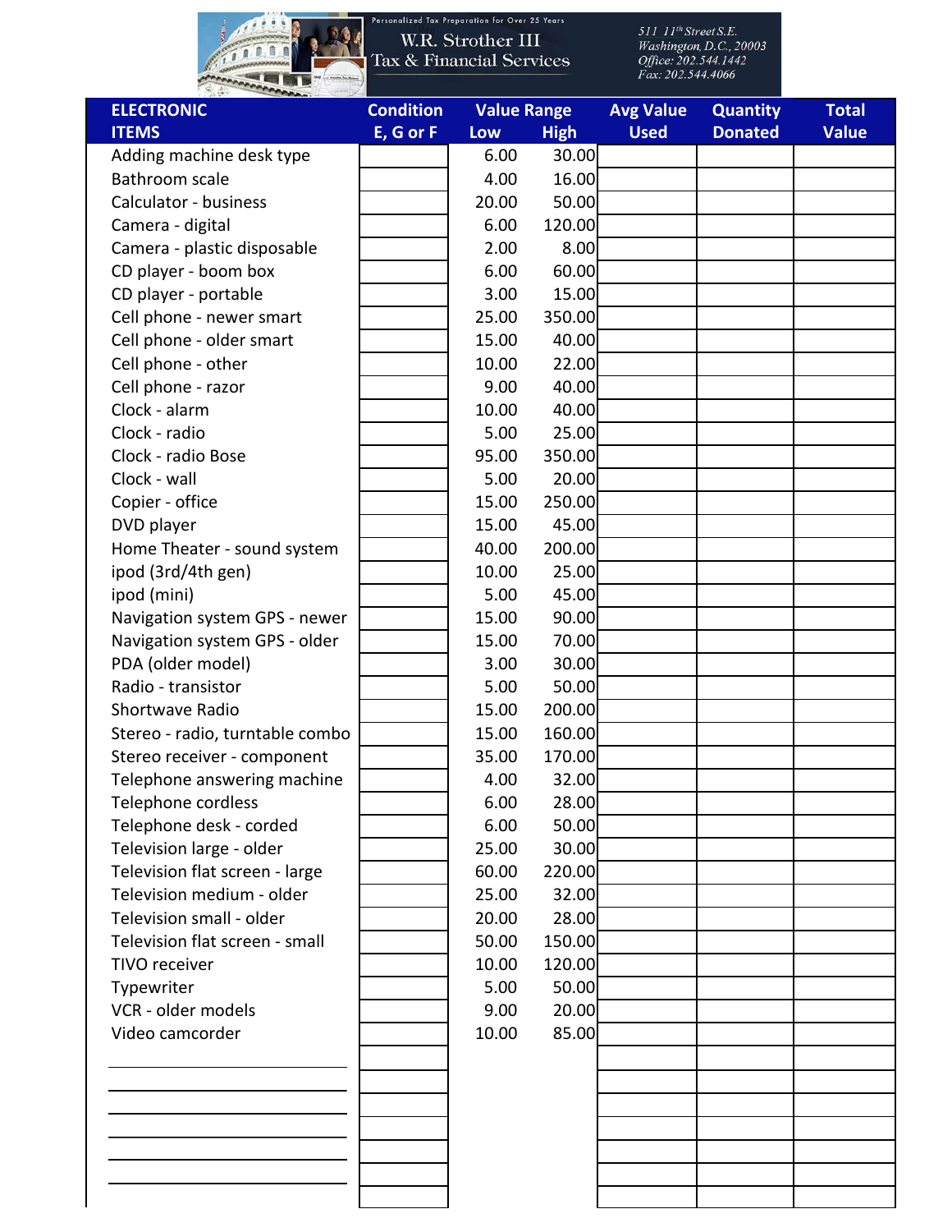Personalized Tax Preparation for Over 25 Years

W.R. Strother III
Tax & Financial Services

*511 11th Street S.E.*
*Washington, D.C., 20003*
*Office: 202.544.1442*
*Fax: 202.544.4066*

| ELECTRONIC ITEMS | Condition E, G or F | Value Range Low | Value Range High | Avg Value Used | Quantity Donated | Total Value |
|---|---|---|---|---|---|---|
| Adding machine desk type | | 6.00 | 30.00 | | | |
| Bathroom scale | | 4.00 | 16.00 | | | |
| Calculator - business | | 20.00 | 50.00 | | | |
| Camera - digital | | 6.00 | 120.00 | | | |
| Camera - plastic disposable | | 2.00 | 8.00 | | | |
| CD player - boom box | | 6.00 | 60.00 | | | |
| CD player - portable | | 3.00 | 15.00 | | | |
| Cell phone - newer smart | | 25.00 | 350.00 | | | |
| Cell phone - older smart | | 15.00 | 40.00 | | | |
| Cell phone - other | | 10.00 | 22.00 | | | |
| Cell phone - razor | | 9.00 | 40.00 | | | |
| Clock - alarm | | 10.00 | 40.00 | | | |
| Clock - radio | | 5.00 | 25.00 | | | |
| Clock - radio Bose | | 95.00 | 350.00 | | | |
| Clock - wall | | 5.00 | 20.00 | | | |
| Copier - office | | 15.00 | 250.00 | | | |
| DVD player | | 15.00 | 45.00 | | | |
| Home Theater - sound system | | 40.00 | 200.00 | | | |
| ipod (3rd/4th gen) | | 10.00 | 25.00 | | | |
| ipod (mini) | | 5.00 | 45.00 | | | |
| Navigation system GPS - newer | | 15.00 | 90.00 | | | |
| Navigation system GPS - older | | 15.00 | 70.00 | | | |
| PDA (older model) | | 3.00 | 30.00 | | | |
| Radio - transistor | | 5.00 | 50.00 | | | |
| Shortwave Radio | | 15.00 | 200.00 | | | |
| Stereo - radio, turntable combo | | 15.00 | 160.00 | | | |
| Stereo receiver - component | | 35.00 | 170.00 | | | |
| Telephone answering machine | | 4.00 | 32.00 | | | |
| Telephone cordless | | 6.00 | 28.00 | | | |
| Telephone desk - corded | | 6.00 | 50.00 | | | |
| Television large - older | | 25.00 | 30.00 | | | |
| Television flat screen - large | | 60.00 | 220.00 | | | |
| Television medium - older | | 25.00 | 32.00 | | | |
| Television small - older | | 20.00 | 28.00 | | | |
| Television flat screen - small | | 50.00 | 150.00 | | | |
| TIVO receiver | | 10.00 | 120.00 | | | |
| Typewriter | | 5.00 | 50.00 | | | |
| VCR - older models | | 9.00 | 20.00 | | | |
| Video camcorder | | 10.00 | 85.00 | | | |
| | | | | | | |
| | | | | | | |
| | | | | | | |
| | | | | | | |
| | | | | | | |
| | | | | | | |
| | | | | | | |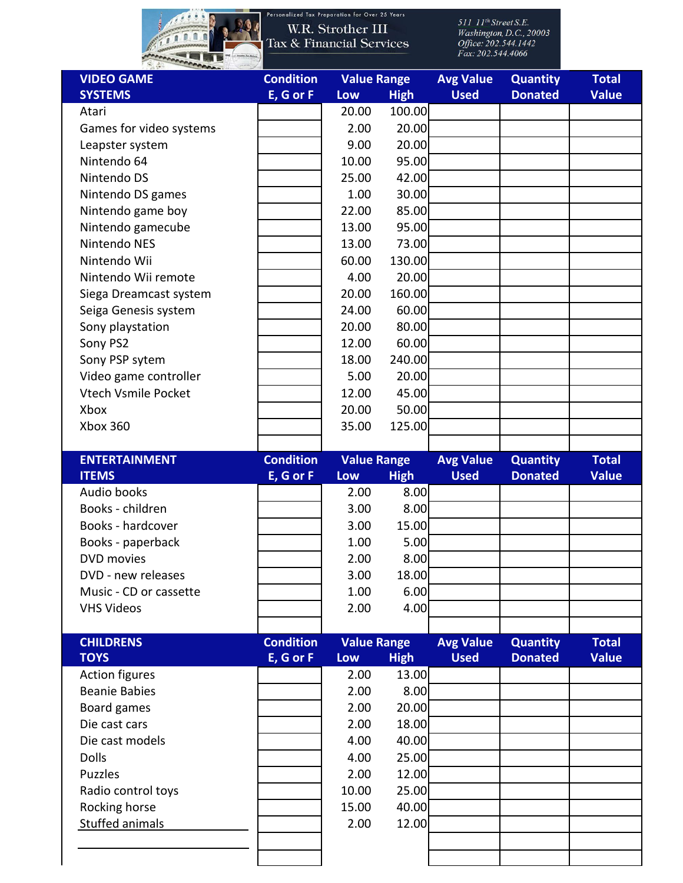Personalized Tax Preparation for Over 25 Years

W.R. Strother III
Tax & Financial Services

511 11th Street S.E.
Washington, D.C., 20003
Office: 202.544.1442
Fax: 202.544.4066

| VIDEO GAME SYSTEMS | Condition E, G or F | Value Range Low | High | Avg Value Used | Quantity Donated | Total Value |
|---|---|---|---|---|---|---|
| Atari | | 20.00 | 100.00 | | | |
| Games for video systems | | 2.00 | 20.00 | | | |
| Leapster system | | 9.00 | 20.00 | | | |
| Nintendo 64 | | 10.00 | 95.00 | | | |
| Nintendo DS | | 25.00 | 42.00 | | | |
| Nintendo DS games | | 1.00 | 30.00 | | | |
| Nintendo game boy | | 22.00 | 85.00 | | | |
| Nintendo gamecube | | 13.00 | 95.00 | | | |
| Nintendo NES | | 13.00 | 73.00 | | | |
| Nintendo Wii | | 60.00 | 130.00 | | | |
| Nintendo Wii remote | | 4.00 | 20.00 | | | |
| Siega Dreamcast system | | 20.00 | 160.00 | | | |
| Seiga Genesis system | | 24.00 | 60.00 | | | |
| Sony playstation | | 20.00 | 80.00 | | | |
| Sony PS2 | | 12.00 | 60.00 | | | |
| Sony PSP sytem | | 18.00 | 240.00 | | | |
| Video game controller | | 5.00 | 20.00 | | | |
| Vtech Vsmile Pocket | | 12.00 | 45.00 | | | |
| Xbox | | 20.00 | 50.00 | | | |
| Xbox 360 | | 35.00 | 125.00 | | | |
| | | | | | | |

| ENTERTAINMENT ITEMS | Condition E, G or F | Value Range Low | High | Avg Value Used | Quantity Donated | Total Value |
|---|---|---|---|---|---|---|
| Audio books | | 2.00 | 8.00 | | | |
| Books - children | | 3.00 | 8.00 | | | |
| Books - hardcover | | 3.00 | 15.00 | | | |
| Books - paperback | | 1.00 | 5.00 | | | |
| DVD movies | | 2.00 | 8.00 | | | |
| DVD - new releases | | 3.00 | 18.00 | | | |
| Music - CD or cassette | | 1.00 | 6.00 | | | |
| VHS Videos | | 2.00 | 4.00 | | | |
| | | | | | | |

| CHILDRENS TOYS | Condition E, G or F | Value Range Low | High | Avg Value Used | Quantity Donated | Total Value |
|---|---|---|---|---|---|---|
| Action figures | | 2.00 | 13.00 | | | |
| Beanie Babies | | 2.00 | 8.00 | | | |
| Board games | | 2.00 | 20.00 | | | |
| Die cast cars | | 2.00 | 18.00 | | | |
| Die cast models | | 4.00 | 40.00 | | | |
| Dolls | | 4.00 | 25.00 | | | |
| Puzzles | | 2.00 | 12.00 | | | |
| Radio control toys | | 10.00 | 25.00 | | | |
| Rocking horse | | 15.00 | 40.00 | | | |
| Stuffed animals | | 2.00 | 12.00 | | | |
| | | | | | | |
| | | | | | | |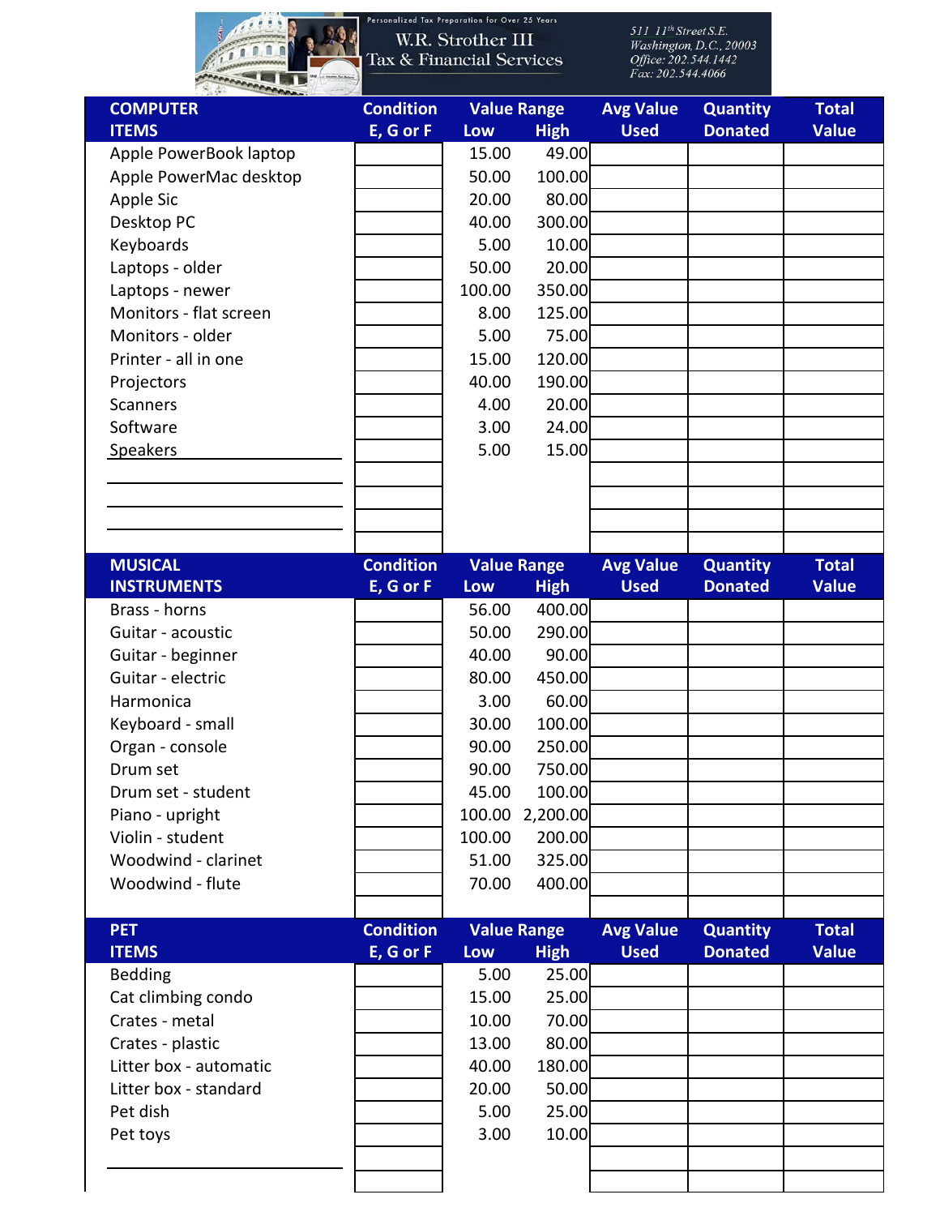Personalized Tax Preparation for Over 25 Years

W.R. Strother III
Tax & Financial Services

*511 11th Street S.E.*
*Washington, D.C., 20003*
*Office: 202.544.1442*
*Fax: 202.544.4066*

| COMPUTER ITEMS | Condition E, G or F | Value Range Low | High | Avg Value Used | Quantity Donated | Total Value |
|---|---|---|---|---|---|---|
| Apple PowerBook laptop | | 15.00 | 49.00 | | | |
| Apple PowerMac desktop | | 50.00 | 100.00 | | | |
| Apple Sic | | 20.00 | 80.00 | | | |
| Desktop PC | | 40.00 | 300.00 | | | |
| Keyboards | | 5.00 | 10.00 | | | |
| Laptops - older | | 50.00 | 20.00 | | | |
| Laptops - newer | | 100.00 | 350.00 | | | |
| Monitors - flat screen | | 8.00 | 125.00 | | | |
| Monitors - older | | 5.00 | 75.00 | | | |
| Printer - all in one | | 15.00 | 120.00 | | | |
| Projectors | | 40.00 | 190.00 | | | |
| Scanners | | 4.00 | 20.00 | | | |
| Software | | 3.00 | 24.00 | | | |
| Speakers | | 5.00 | 15.00 | | | |
| | | | | | | |
| | | | | | | |
| | | | | | | |
| | | | | | | |

| MUSICAL INSTRUMENTS | Condition E, G or F | Value Range Low | High | Avg Value Used | Quantity Donated | Total Value |
|---|---|---|---|---|---|---|
| Brass - horns | | 56.00 | 400.00 | | | |
| Guitar - acoustic | | 50.00 | 290.00 | | | |
| Guitar - beginner | | 40.00 | 90.00 | | | |
| Guitar - electric | | 80.00 | 450.00 | | | |
| Harmonica | | 3.00 | 60.00 | | | |
| Keyboard - small | | 30.00 | 100.00 | | | |
| Organ - console | | 90.00 | 250.00 | | | |
| Drum set | | 90.00 | 750.00 | | | |
| Drum set - student | | 45.00 | 100.00 | | | |
| Piano - upright | | 100.00 | 2,200.00 | | | |
| Violin - student | | 100.00 | 200.00 | | | |
| Woodwind - clarinet | | 51.00 | 325.00 | | | |
| Woodwind - flute | | 70.00 | 400.00 | | | |
| | | | | | | |

| PET ITEMS | Condition E, G or F | Value Range Low | High | Avg Value Used | Quantity Donated | Total Value |
|---|---|---|---|---|---|---|
| Bedding | | 5.00 | 25.00 | | | |
| Cat climbing condo | | 15.00 | 25.00 | | | |
| Crates - metal | | 10.00 | 70.00 | | | |
| Crates - plastic | | 13.00 | 80.00 | | | |
| Litter box - automatic | | 40.00 | 180.00 | | | |
| Litter box - standard | | 20.00 | 50.00 | | | |
| Pet dish | | 5.00 | 25.00 | | | |
| Pet toys | | 3.00 | 10.00 | | | |
| | | | | | | |
| | | | | | | |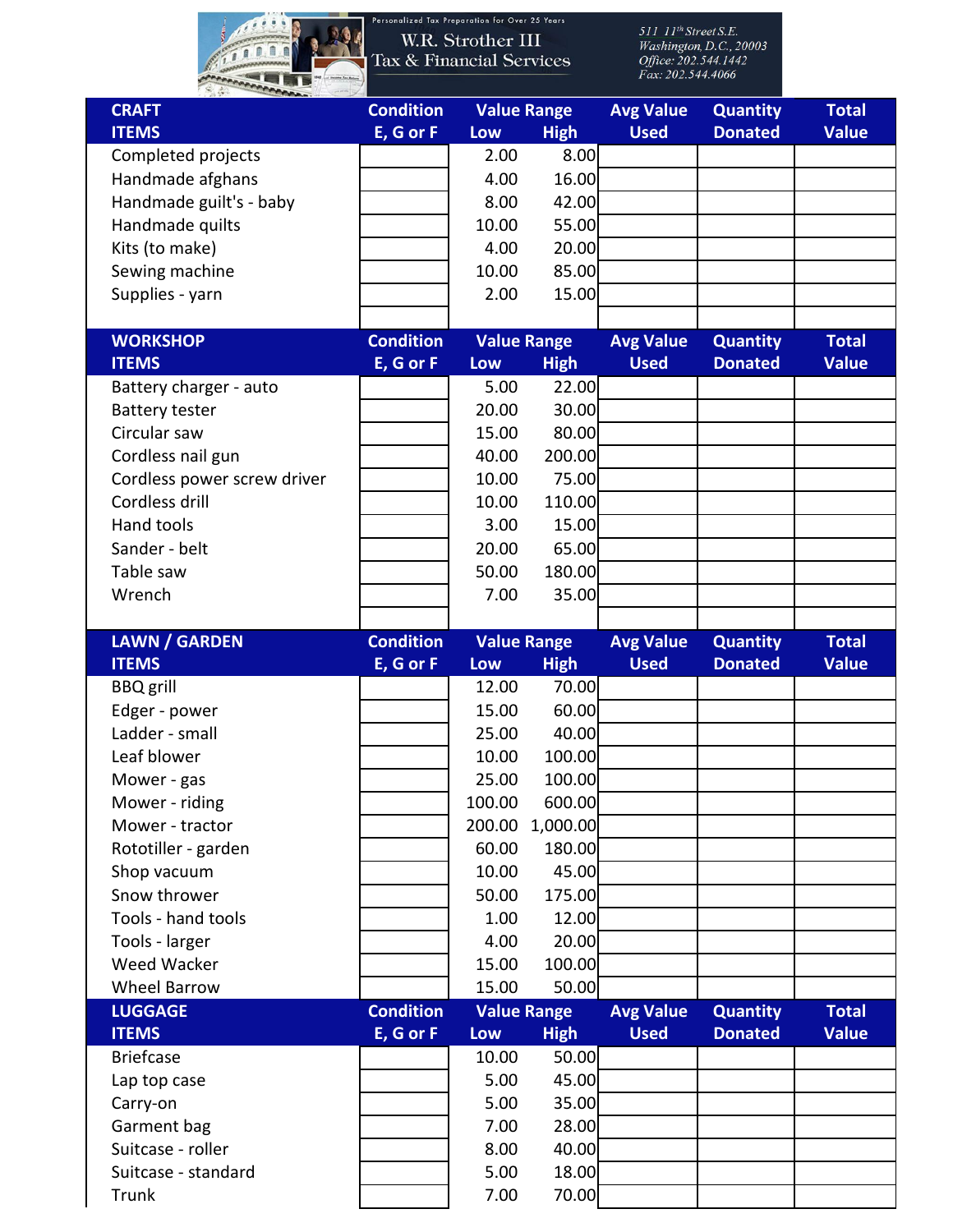Personalized Tax Preparation for Over 25 Years

W.R. Strother III
Tax & Financial Services

511 11th Street S.E.
Washington, D.C., 20003
Office: 202.544.1442
Fax: 202.544.4066

| CRAFT ITEMS | Condition E, G or F | Value Range Low | Value Range High | Avg Value Used | Quantity Donated | Total Value |
|---|---|---|---|---|---|---|
| Completed projects | | 2.00 | 8.00 | | | |
| Handmade afghans | | 4.00 | 16.00 | | | |
| Handmade guilt's - baby | | 8.00 | 42.00 | | | |
| Handmade quilts | | 10.00 | 55.00 | | | |
| Kits (to make) | | 4.00 | 20.00 | | | |
| Sewing machine | | 10.00 | 85.00 | | | |
| Supplies - yarn | | 2.00 | 15.00 | | | |
| | | | | | | |

| WORKSHOP ITEMS | Condition E, G or F | Value Range Low | Value Range High | Avg Value Used | Quantity Donated | Total Value |
|---|---|---|---|---|---|---|
| Battery charger - auto | | 5.00 | 22.00 | | | |
| Battery tester | | 20.00 | 30.00 | | | |
| Circular saw | | 15.00 | 80.00 | | | |
| Cordless nail gun | | 40.00 | 200.00 | | | |
| Cordless power screw driver | | 10.00 | 75.00 | | | |
| Cordless drill | | 10.00 | 110.00 | | | |
| Hand tools | | 3.00 | 15.00 | | | |
| Sander - belt | | 20.00 | 65.00 | | | |
| Table saw | | 50.00 | 180.00 | | | |
| Wrench | | 7.00 | 35.00 | | | |
| | | | | | | |

| LAWN / GARDEN ITEMS | Condition E, G or F | Value Range Low | Value Range High | Avg Value Used | Quantity Donated | Total Value |
|---|---|---|---|---|---|---|
| BBQ grill | | 12.00 | 70.00 | | | |
| Edger - power | | 15.00 | 60.00 | | | |
| Ladder - small | | 25.00 | 40.00 | | | |
| Leaf blower | | 10.00 | 100.00 | | | |
| Mower - gas | | 25.00 | 100.00 | | | |
| Mower - riding | | 100.00 | 600.00 | | | |
| Mower - tractor | | 200.00 | 1,000.00 | | | |
| Rototiller - garden | | 60.00 | 180.00 | | | |
| Shop vacuum | | 10.00 | 45.00 | | | |
| Snow thrower | | 50.00 | 175.00 | | | |
| Tools - hand tools | | 1.00 | 12.00 | | | |
| Tools - larger | | 4.00 | 20.00 | | | |
| Weed Wacker | | 15.00 | 100.00 | | | |
| Wheel Barrow | | 15.00 | 50.00 | | | |

| LUGGAGE ITEMS | Condition E, G or F | Value Range Low | Value Range High | Avg Value Used | Quantity Donated | Total Value |
|---|---|---|---|---|---|---|
| Briefcase | | 10.00 | 50.00 | | | |
| Lap top case | | 5.00 | 45.00 | | | |
| Carry-on | | 5.00 | 35.00 | | | |
| Garment bag | | 7.00 | 28.00 | | | |
| Suitcase - roller | | 8.00 | 40.00 | | | |
| Suitcase - standard | | 5.00 | 18.00 | | | |
| Trunk | | 7.00 | 70.00 | | | |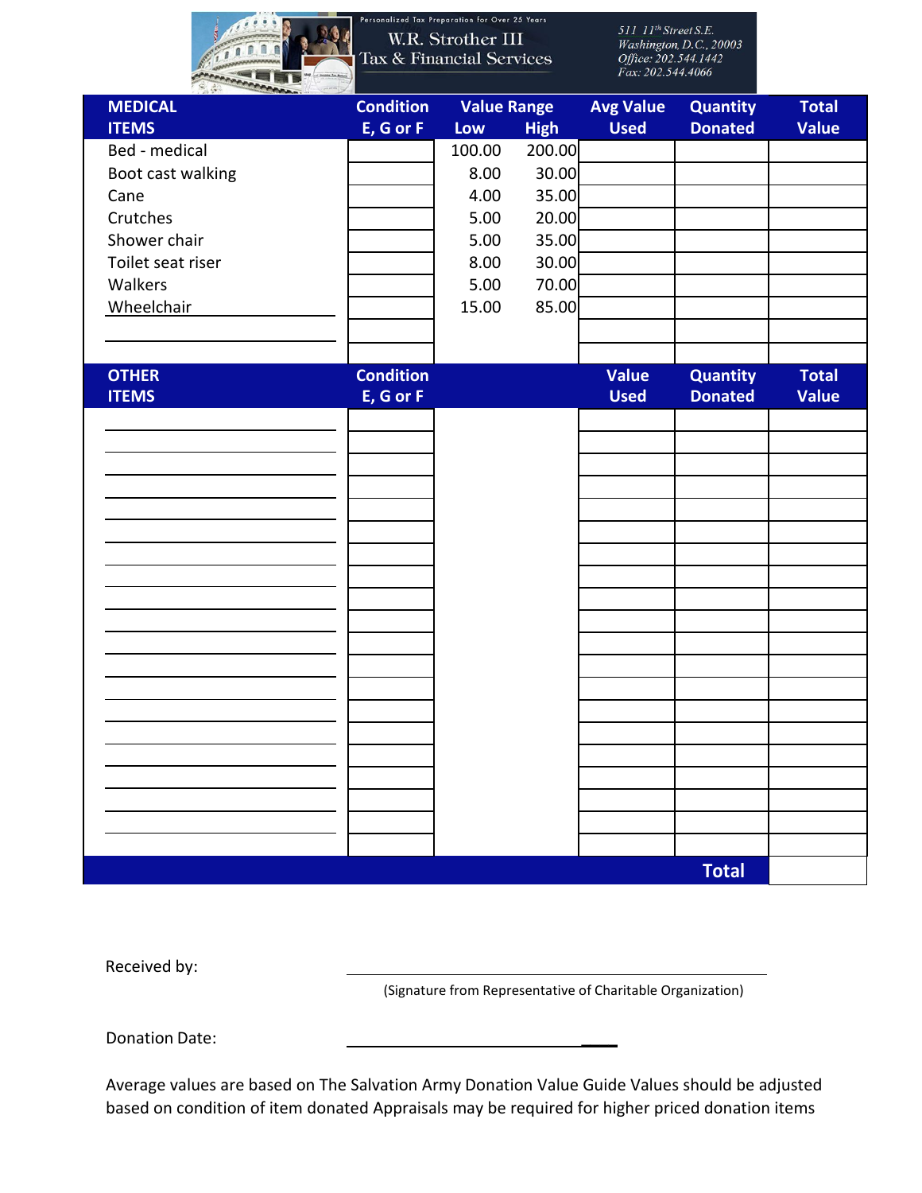Personalized Tax Preparation for Over 25 Years

W.R. Strother III
Tax & Financial Services

511 11th Street S.E.
Washington, D.C., 20003
Office: 202.544.1442
Fax: 202.544.4066

| MEDICAL ITEMS | Condition E, G or F | Value Range Low | Value Range High | Avg Value Used | Quantity Donated | Total Value |
|---|---|---|---|---|---|---|
| Bed - medical | | 100.00 | 200.00 | | | |
| Boot cast walking | | 8.00 | 30.00 | | | |
| Cane | | 4.00 | 35.00 | | | |
| Crutches | | 5.00 | 20.00 | | | |
| Shower chair | | 5.00 | 35.00 | | | |
| Toilet seat riser | | 8.00 | 30.00 | | | |
| Walkers | | 5.00 | 70.00 | | | |
| Wheelchair | | 15.00 | 85.00 | | | |
| | | | | | | |
| | | | | | | |

| OTHER ITEMS | Condition E, G or F | Value Used | Quantity Donated | Total Value |
|---|---|---|---|---|
| | | | | |
| | | | | |
| | | | | |
| | | | | |
| | | | | |
| | | | | |
| | | | | |
| | | | | |
| | | | | |
| | | | | |
| | | | | |
| | | | | |
| | | | | |
| | | | | |
| | | | | |
| | | | | |
| | | | | |
| | | | | |
| | | | | |
| | | | | |
| | | | Total | |

Received by: ______________________________

(Signature from Representative of Charitable Organization)

Donation Date: ______________________________

Average values are based on The Salvation Army Donation Value Guide Values should be adjusted based on condition of item donated Appraisals may be required for higher priced donation items